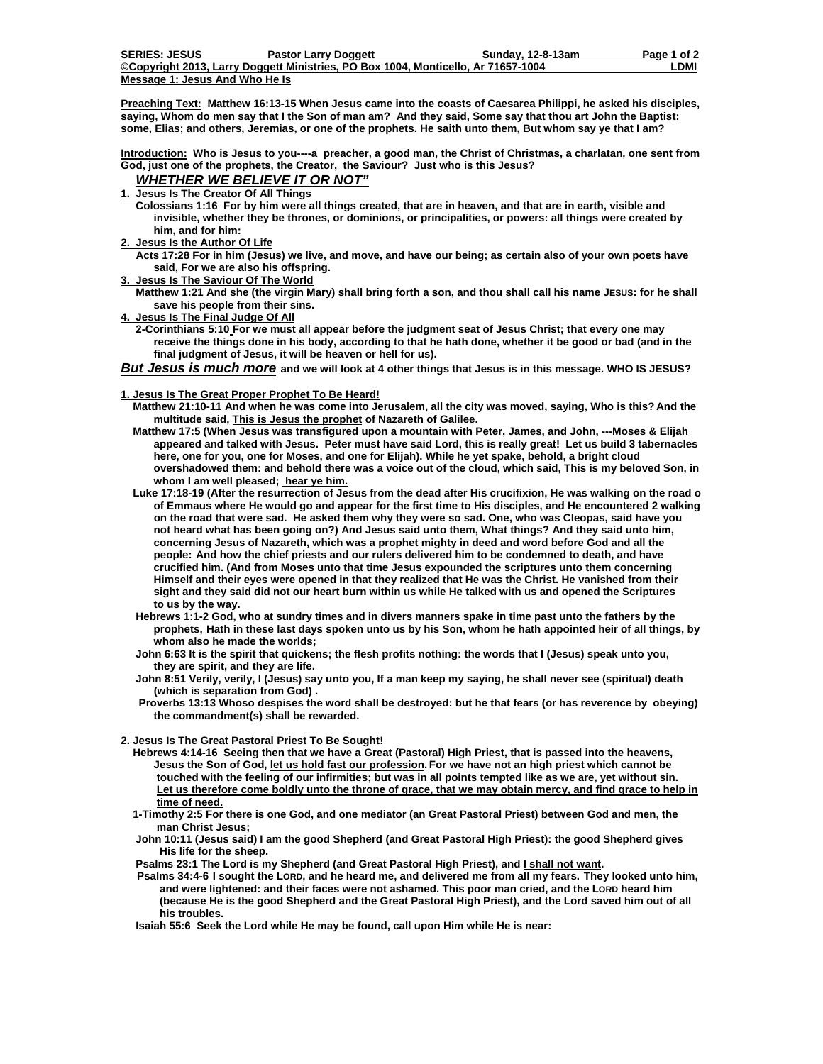**SERIES: JESUS** **Pastor Larry Doggett** **Sunday, 12-8-13am**

**©Copyright 2013, Larry Doggett Ministries, PO Box 1004, Monticello, Ar 71657-1004** **LDMI**

**Message 1: Jesus And Who He Is**

**Preaching Text: Matthew 16:13-15 When Jesus came into the coasts of Caesarea Philippi, he asked his disciples, saying, Whom do men say that I the Son of man am? And they said, Some say that thou art John the Baptist: some, Elias; and others, Jeremias, or one of the prophets. He saith unto them, But whom say ye that I am?**

**Introduction: Who is Jesus to you----a preacher, a good man, the Christ of Christmas, a charlatan, one sent from God, just one of the prophets, the Creator, the Saviour? Just who is this Jesus?**

***WHETHER WE BELIEVE IT OR NOT"***

**1. Jesus Is The Creator Of All Things**

**Colossians 1:16 For by him were all things created, that are in heaven, and that are in earth, visible and invisible, whether they be thrones, or dominions, or principalities, or powers: all things were created by him, and for him:**

**2. Jesus Is the Author Of Life**

**Acts 17:28 For in him (Jesus) we live, and move, and have our being; as certain also of your own poets have said, For we are also his offspring.**

**3. Jesus Is The Saviour Of The World**

**Matthew 1:21 And she (the virgin Mary) shall bring forth a son, and thou shall call his name JESUS: for he shall save his people from their sins.**

**4. Jesus Is The Final Judge Of All**

**2-Corinthians 5:10 For we must all appear before the judgment seat of Jesus Christ; that every one may receive the things done in his body, according to that he hath done, whether it be good or bad (and in the final judgment of Jesus, it will be heaven or hell for us).**

***But Jesus is much more*** **and we will look at 4 other things that Jesus is in this message. WHO IS JESUS?**

**1. Jesus Is The Great Proper Prophet To Be Heard!**

**Matthew 21:10-11 And when he was come into Jerusalem, all the city was moved, saying, Who is this? And the multitude said, This is Jesus the prophet of Nazareth of Galilee.**

**Matthew 17:5 (When Jesus was transfigured upon a mountain with Peter, James, and John, ---Moses & Elijah appeared and talked with Jesus. Peter must have said Lord, this is really great! Let us build 3 tabernacles here, one for you, one for Moses, and one for Elijah). While he yet spake, behold, a bright cloud overshadowed them: and behold there was a voice out of the cloud, which said, This is my beloved Son, in whom I am well pleased; hear ye him.**

**Luke 17:18-19 (After the resurrection of Jesus from the dead after His crucifixion, He was walking on the road o of Emmaus where He would go and appear for the first time to His disciples, and He encountered 2 walking on the road that were sad. He asked them why they were so sad. One, who was Cleopas, said have you not heard what has been going on?) And Jesus said unto them, What things? And they said unto him, concerning Jesus of Nazareth, which was a prophet mighty in deed and word before God and all the people: And how the chief priests and our rulers delivered him to be condemned to death, and have crucified him. (And from Moses unto that time Jesus expounded the scriptures unto them concerning Himself and their eyes were opened in that they realized that He was the Christ. He vanished from their sight and they said did not our heart burn within us while He talked with us and opened the Scriptures to us by the way.**

**Hebrews 1:1-2 God, who at sundry times and in divers manners spake in time past unto the fathers by the prophets, Hath in these last days spoken unto us by his Son, whom he hath appointed heir of all things, by whom also he made the worlds;**

**John 6:63 It is the spirit that quickens; the flesh profits nothing: the words that I (Jesus) speak unto you, they are spirit, and they are life.**

**John 8:51 Verily, verily, I (Jesus) say unto you, If a man keep my saying, he shall never see (spiritual) death (which is separation from God) .**

**Proverbs 13:13 Whoso despises the word shall be destroyed: but he that fears (or has reverence by obeying) the commandment(s) shall be rewarded.**

**2. Jesus Is The Great Pastoral Priest To Be Sought!**

**Hebrews 4:14-16 Seeing then that we have a Great (Pastoral) High Priest, that is passed into the heavens, Jesus the Son of God, let us hold fast our profession. For we have not an high priest which cannot be touched with the feeling of our infirmities; but was in all points tempted like as we are, yet without sin. Let us therefore come boldly unto the throne of grace, that we may obtain mercy, and find grace to help in time of need.**

**1-Timothy 2:5 For there is one God, and one mediator (an Great Pastoral Priest) between God and men, the man Christ Jesus;**

**John 10:11 (Jesus said) I am the good Shepherd (and Great Pastoral High Priest): the good Shepherd gives His life for the sheep.**

**Psalms 23:1 The Lord is my Shepherd (and Great Pastoral High Priest), and I shall not want.**

**Psalms 34:4-6 I sought the LORD, and he heard me, and delivered me from all my fears. They looked unto him, and were lightened: and their faces were not ashamed. This poor man cried, and the LORD heard him (because He is the good Shepherd and the Great Pastoral High Priest), and the Lord saved him out of all his troubles.**

**Isaiah 55:6 Seek the Lord while He may be found, call upon Him while He is near:**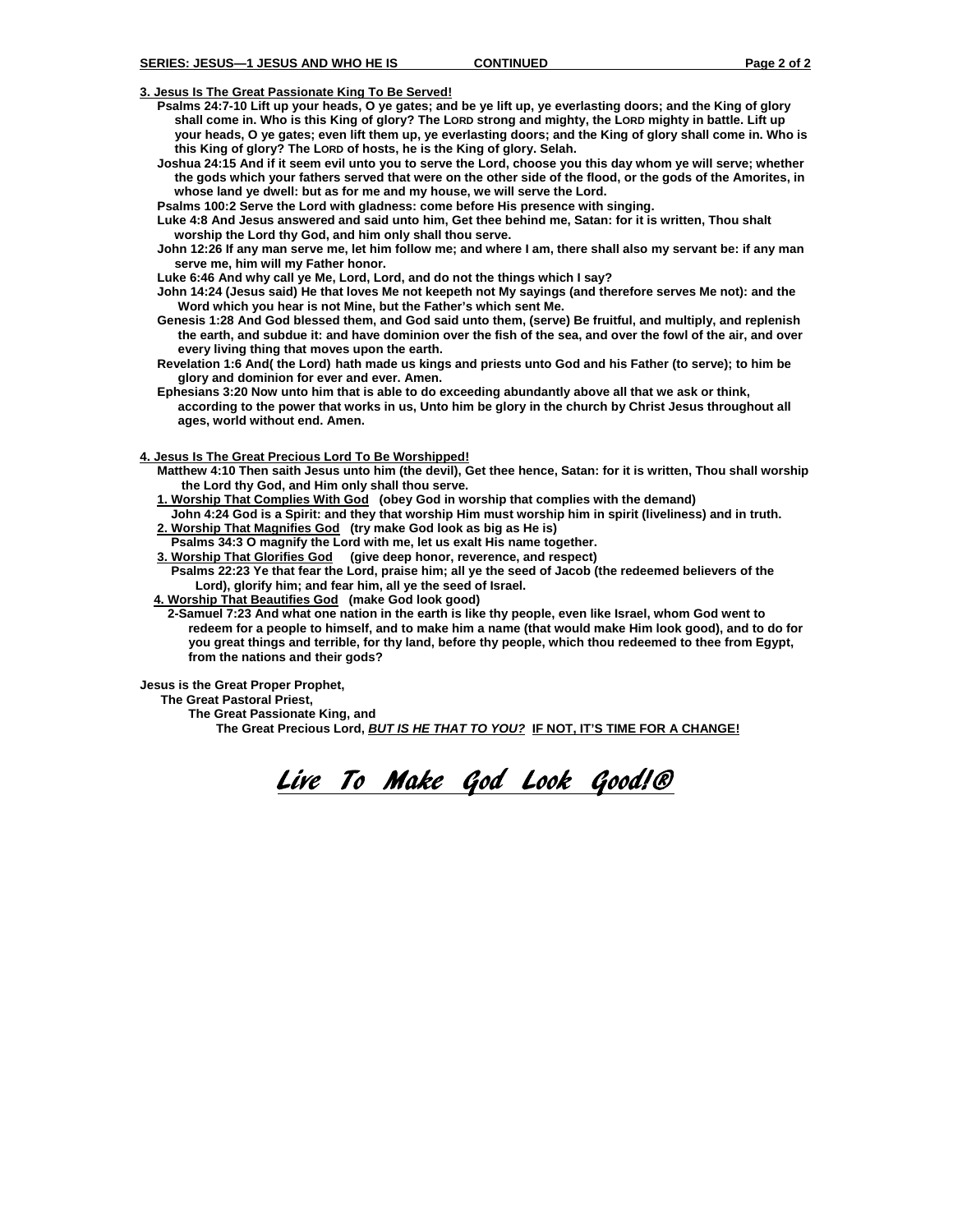**3. Jesus Is The Great Passionate King To Be Served!**

**Psalms 24:7-10 Lift up your heads, O ye gates; and be ye lift up, ye everlasting doors; and the King of glory shall come in. Who is this King of glory? The LORD strong and mighty, the LORD mighty in battle. Lift up your heads, O ye gates; even lift them up, ye everlasting doors; and the King of glory shall come in. Who is this King of glory? The LORD of hosts, he is the King of glory. Selah.**

**Joshua 24:15 And if it seem evil unto you to serve the Lord, choose you this day whom ye will serve; whether the gods which your fathers served that were on the other side of the flood, or the gods of the Amorites, in whose land ye dwell: but as for me and my house, we will serve the Lord.**

**Psalms 100:2 Serve the Lord with gladness: come before His presence with singing.**

**Luke 4:8 And Jesus answered and said unto him, Get thee behind me, Satan: for it is written, Thou shalt worship the Lord thy God, and him only shall thou serve.**

**John 12:26 If any man serve me, let him follow me; and where I am, there shall also my servant be: if any man serve me, him will my Father honor.**

**Luke 6:46 And why call ye Me, Lord, Lord, and do not the things which I say?**

**John 14:24 (Jesus said) He that loves Me not keepeth not My sayings (and therefore serves Me not): and the Word which you hear is not Mine, but the Father's which sent Me.**

**Genesis 1:28 And God blessed them, and God said unto them, (serve) Be fruitful, and multiply, and replenish the earth, and subdue it: and have dominion over the fish of the sea, and over the fowl of the air, and over every living thing that moves upon the earth.**

**Revelation 1:6 And( the Lord) hath made us kings and priests unto God and his Father (to serve); to him be glory and dominion for ever and ever. Amen.**

**Ephesians 3:20 Now unto him that is able to do exceeding abundantly above all that we ask or think, according to the power that works in us, Unto him be glory in the church by Christ Jesus throughout all ages, world without end. Amen.**

**4. Jesus Is The Great Precious Lord To Be Worshipped!**

**Matthew 4:10 Then saith Jesus unto him (the devil), Get thee hence, Satan: for it is written, Thou shall worship the Lord thy God, and Him only shall thou serve.**

**1. Worship That Complies With God (obey God in worship that complies with the demand)**

**John 4:24 God is a Spirit: and they that worship Him must worship him in spirit (liveliness) and in truth.**

**2. Worship That Magnifies God (try make God look as big as He is)**

**Psalms 34:3 O magnify the Lord with me, let us exalt His name together.**

**3. Worship That Glorifies God (give deep honor, reverence, and respect)**

**Psalms 22:23 Ye that fear the Lord, praise him; all ye the seed of Jacob (the redeemed believers of the Lord), glorify him; and fear him, all ye the seed of Israel.**

**4. Worship That Beautifies God (make God look good)**

**2-Samuel 7:23 And what one nation in the earth is like thy people, even like Israel, whom God went to redeem for a people to himself, and to make him a name (that would make Him look good), and to do for you great things and terrible, for thy land, before thy people, which thou redeemed to thee from Egypt, from the nations and their gods?**

**Jesus is the Great Proper Prophet,**
**The Great Pastoral Priest,**
**The Great Passionate King, and**
**The Great Precious Lord, *BUT IS HE THAT TO YOU?* IF NOT, IT'S TIME FOR A CHANGE!**

*Live To Make God Look Good!®*